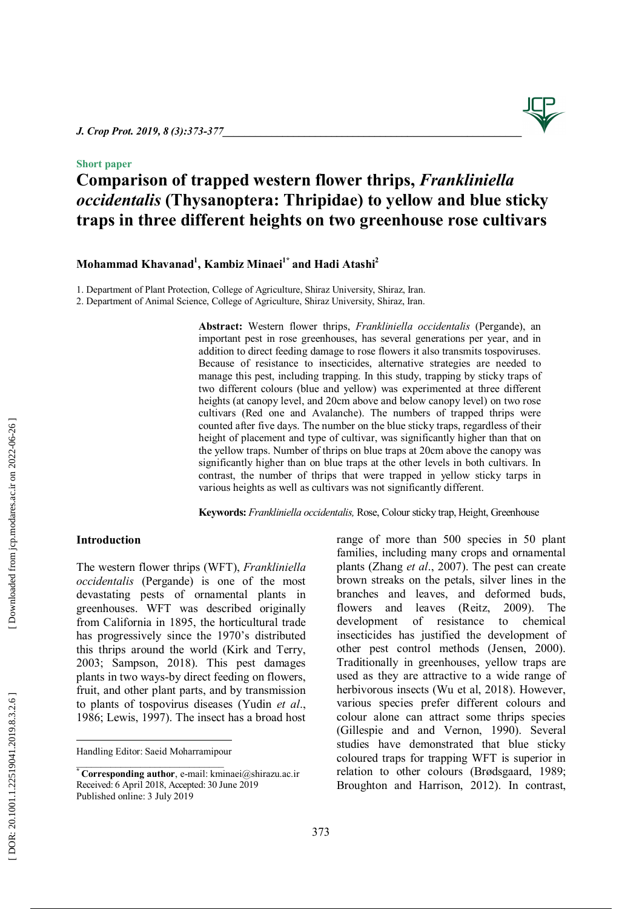Short paper

# Comparison of trapped western flower thrips, *Frankliniella occidentalis* (Thysanoptera: Thripidae) to yellow and blue sticky traps in three different heights on two greenhouse rose cultivars

**Mohammad Khavanad[1], Kambiz Minaei[1*] and Hadi Atashi[2]**

1. Department of Plant Protection, College of Agriculture, Shiraz University, Shiraz, Iran.
2. Department of Animal Science, College of Agriculture, Shiraz University, Shiraz, Iran.

**Abstract:** Western flower thrips, *Frankliniella occidentalis* (Pergande), an important pest in rose greenhouses, has several generations per year, and in addition to direct feeding damage to rose flowers it also transmits tospoviruses. Because of resistance to insecticides, alternative strategies are needed to manage this pest, including trapping. In this study, trapping by sticky traps of two different colours (blue and yellow) was experimented at three different heights (at canopy level, and 20cm above and below canopy level) on two rose cultivars (Red one and Avalanche). The numbers of trapped thrips were counted after five days. The number on the blue sticky traps, regardless of their height of placement and type of cultivar, was significantly higher than that on the yellow traps. Number of thrips on blue traps at 20cm above the canopy was significantly higher than on blue traps at the other levels in both cultivars. In contrast, the number of thrips that were trapped in yellow sticky tarps in various heights as well as cultivars was not significantly different.

**Keywords:** *Frankliniella occidentalis,* Rose, Colour sticky trap, Height, Greenhouse

## Introduction

The western flower thrips (WFT), *Frankliniella occidentalis* (Pergande) is one of the most devastating pests of ornamental plants in greenhouses. WFT was described originally from California in 1895, the horticultural trade has progressively since the 1970's distributed this thrips around the world (Kirk and Terry, 2003; Sampson, 2018). This pest damages plants in two ways-by direct feeding on flowers, fruit, and other plant parts, and by transmission to plants of tospovirus diseases (Yudin *et al*., 1986; Lewis, 1997). The insect has a broad host range of more than 500 species in 50 plant families, including many crops and ornamental plants (Zhang *et al*., 2007). The pest can create brown streaks on the petals, silver lines in the branches and leaves, and deformed buds, flowers and leaves (Reitz, 2009). The development of resistance to chemical insecticides has justified the development of other pest control methods (Jensen, 2000). Traditionally in greenhouses, yellow traps are used as they are attractive to a wide range of herbivorous insects (Wu et al, 2018). However, various species prefer different colours and colour alone can attract some thrips species (Gillespie and and Vernon, 1990). Several studies have demonstrated that blue sticky coloured traps for trapping WFT is superior in relation to other colours (Brødsgaard, 1989; Broughton and Harrison, 2012). In contrast,

Handling Editor: Saeid Moharramipour

[*] **Corresponding author**, e-mail: kminaei@shirazu.ac.ir
Received: 6 April 2018, Accepted: 30 June 2019
Published online: 3 July 2019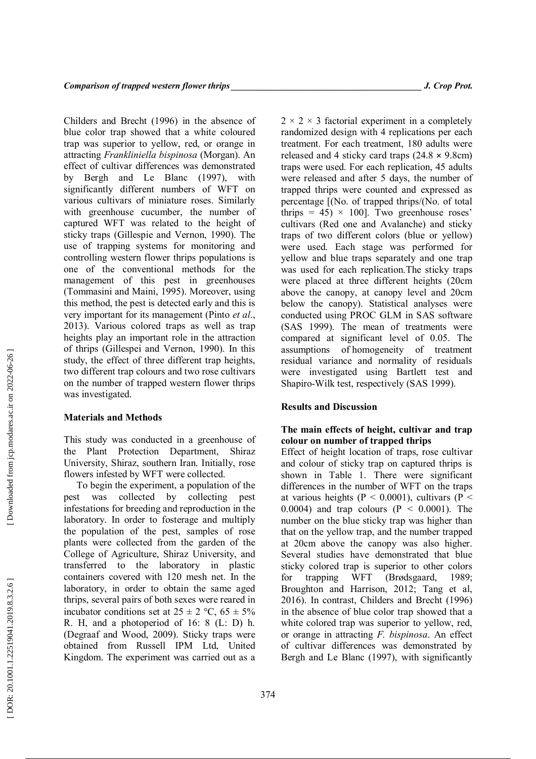Childers and Brecht (1996) in the absence of blue color trap showed that a white coloured trap was superior to yellow, red, or orange in attracting *Frankliniella bispinosa* (Morgan). An effect of cultivar differences was demonstrated by Bergh and Le Blanc (1997), with significantly different numbers of WFT on various cultivars of miniature roses. Similarly with greenhouse cucumber, the number of captured WFT was related to the height of sticky traps (Gillespie and Vernon, 1990). The use of trapping systems for monitoring and controlling western flower thrips populations is one of the conventional methods for the management of this pest in greenhouses (Tommasini and Maini, 1995). Moreover, using this method, the pest is detected early and this is very important for its management (Pinto *et al*., 2013). Various colored traps as well as trap heights play an important role in the attraction of thrips (Gillespei and Vernon, 1990). In this study, the effect of three different trap heights, two different trap colours and two rose cultivars on the number of trapped western flower thrips was investigated.

## Materials and Methods

This study was conducted in a greenhouse of the Plant Protection Department, Shiraz University, Shiraz, southern Iran. Initially, rose flowers infested by WFT were collected.

To begin the experiment, a population of the pest was collected by collecting pest infestations for breeding and reproduction in the laboratory. In order to fosterage and multiply the population of the pest, samples of rose plants were collected from the garden of the College of Agriculture, Shiraz University, and transferred to the laboratory in plastic containers covered with 120 mesh net. In the laboratory, in order to obtain the same aged thrips, several pairs of both sexes were reared in incubator conditions set at 25 ± 2 °C, 65 ± 5% R. H, and a photoperiod of 16: 8 (L: D) h. (Degraaf and Wood, 2009). Sticky traps were obtained from Russell IPM Ltd, United Kingdom. The experiment was carried out as a $2 \times 2 \times 3$ factorial experiment in a completely randomized design with 4 replications per each treatment. For each treatment, 180 adults were released and 4 sticky card traps (24.8 × 9.8cm) traps were used. For each replication, 45 adults were released and after 5 days, the number of trapped thrips were counted and expressed as percentage [(No. of trapped thrips/(No. of total thrips = 45) × 100]. Two greenhouse roses' cultivars (Red one and Avalanche) and sticky traps of two different colors (blue or yellow) were used. Each stage was performed for yellow and blue traps separately and one trap was used for each replication.The sticky traps were placed at three different heights (20cm above the canopy, at canopy level and 20cm below the canopy). Statistical analyses were conducted using PROC GLM in SAS software (SAS 1999). The mean of treatments were compared at significant level of 0.05. The assumptions of homogeneity of treatment residual variance and normality of residuals were investigated using Bartlett test and Shapiro-Wilk test, respectively (SAS 1999).

## Results and Discussion

### The main effects of height, cultivar and trap colour on number of trapped thrips

Effect of height location of traps, rose cultivar and colour of sticky trap on captured thrips is shown in Table 1. There were significant differences in the number of WFT on the traps at various heights ($P < 0.0001$), cultivars ($P < 0.0004$) and trap colours ($P < 0.0001$). The number on the blue sticky trap was higher than that on the yellow trap, and the number trapped at 20cm above the canopy was also higher. Several studies have demonstrated that blue sticky colored trap is superior to other colors for trapping WFT (Brødsgaard, 1989; Broughton and Harrison, 2012; Tang et al, 2016). In contrast, Childers and Brecht (1996) in the absence of blue color trap showed that a white colored trap was superior to yellow, red, or orange in attracting *F. bispinosa*. An effect of cultivar differences was demonstrated by Bergh and Le Blanc (1997), with significantly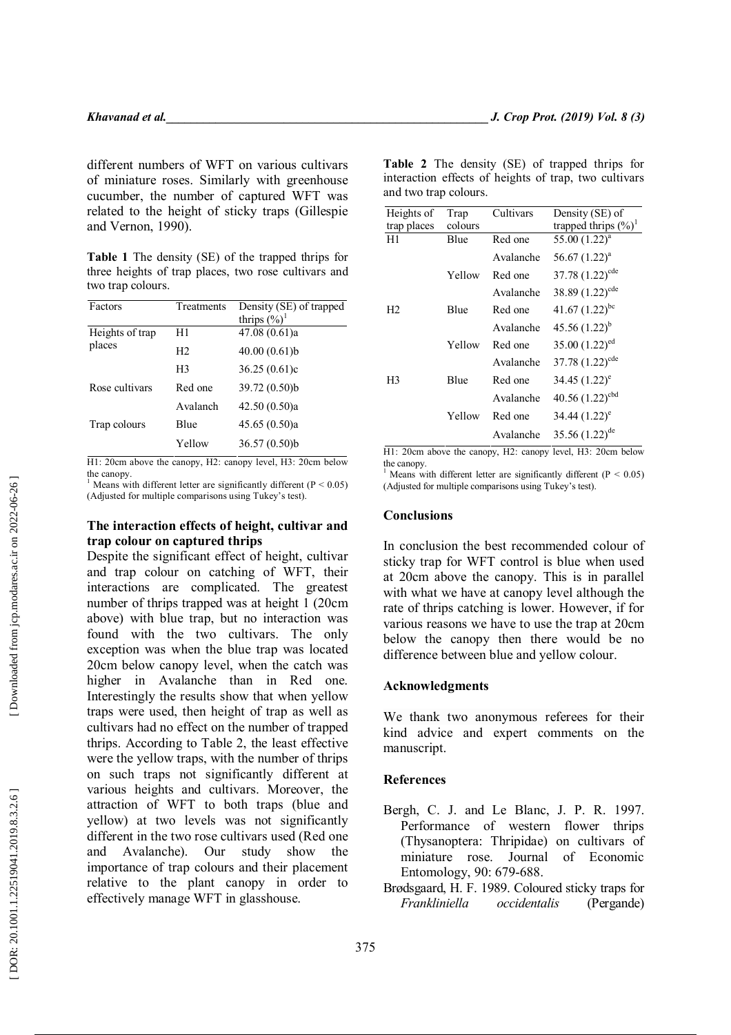different numbers of WFT on various cultivars of miniature roses. Similarly with greenhouse cucumber, the number of captured WFT was related to the height of sticky traps (Gillespie and Vernon, 1990).

**Table 1** The density (SE) of the trapped thrips for three heights of trap places, two rose cultivars and two trap colours.

| Factors | Treatments | Density (SE) of trapped thrips (%)[1] |
|---|---|---|
| Heights of trap places | H1 | 47.08 (0.61)a |
| | H2 | 40.00 (0.61)b |
| | H3 | 36.25 (0.61)c |
| Rose cultivars | Red one | 39.72 (0.50)b |
| | Avalanch | 42.50 (0.50)a |
| Trap colours | Blue | 45.65 (0.50)a |
| | Yellow | 36.57 (0.50)b |

H1: 20cm above the canopy, H2: canopy level, H3: 20cm below the canopy.
[1] Means with different letter are significantly different ($P < 0.05$) (Adjusted for multiple comparisons using Tukey's test).

### The interaction effects of height, cultivar and trap colour on captured thrips

Despite the significant effect of height, cultivar and trap colour on catching of WFT, their interactions are complicated. The greatest number of thrips trapped was at height 1 (20cm above) with blue trap, but no interaction was found with the two cultivars. The only exception was when the blue trap was located 20cm below canopy level, when the catch was higher in Avalanche than in Red one. Interestingly the results show that when yellow traps were used, then height of trap as well as cultivars had no effect on the number of trapped thrips. According to Table 2, the least effective were the yellow traps, with the number of thrips on such traps not significantly different at various heights and cultivars. Moreover, the attraction of WFT to both traps (blue and yellow) at two levels was not significantly different in the two rose cultivars used (Red one and Avalanche). Our study show the importance of trap colours and their placement relative to the plant canopy in order to effectively manage WFT in glasshouse.

**Table 2** The density (SE) of trapped thrips for interaction effects of heights of trap, two cultivars and two trap colours.

| Heights of trap places | Trap colours | Cultivars | Density (SE) of trapped thrips (%)[1] |
|---|---|---|---|
| H1 | Blue | Red one | 55.00 (1.22)[a] |
| | | Avalanche | 56.67 (1.22)[a] |
| | Yellow | Red one | 37.78 (1.22)[cde] |
| | | Avalanche | 38.89 (1.22)[cde] |
| H2 | Blue | Red one | 41.67 (1.22)[bc] |
| | | Avalanche | 45.56 (1.22)[b] |
| | Yellow | Red one | 35.00 (1.22)[ed] |
| | | Avalanche | 37.78 (1.22)[cde] |
| H3 | Blue | Red one | 34.45 (1.22)[e] |
| | | Avalanche | 40.56 (1.22)[cbd] |
| | Yellow | Red one | 34.44 (1.22)[e] |
| | | Avalanche | 35.56 (1.22)[de] |

H1: 20cm above the canopy, H2: canopy level, H3: 20cm below the canopy.
[1] Means with different letter are significantly different ($P < 0.05$) (Adjusted for multiple comparisons using Tukey's test).

## Conclusions

In conclusion the best recommended colour of sticky trap for WFT control is blue when used at 20cm above the canopy. This is in parallel with what we have at canopy level although the rate of thrips catching is lower. However, if for various reasons we have to use the trap at 20cm below the canopy then there would be no difference between blue and yellow colour.

## Acknowledgments

We thank two anonymous referees for their kind advice and expert comments on the manuscript.

## References

Bergh, C. J. and Le Blanc, J. P. R. 1997. Performance of western flower thrips (Thysanoptera: Thripidae) on cultivars of miniature rose. Journal of Economic Entomology, 90: 679-688.

Brødsgaard, H. F. 1989. Coloured sticky traps for *Frankliniella occidentalis* (Pergande)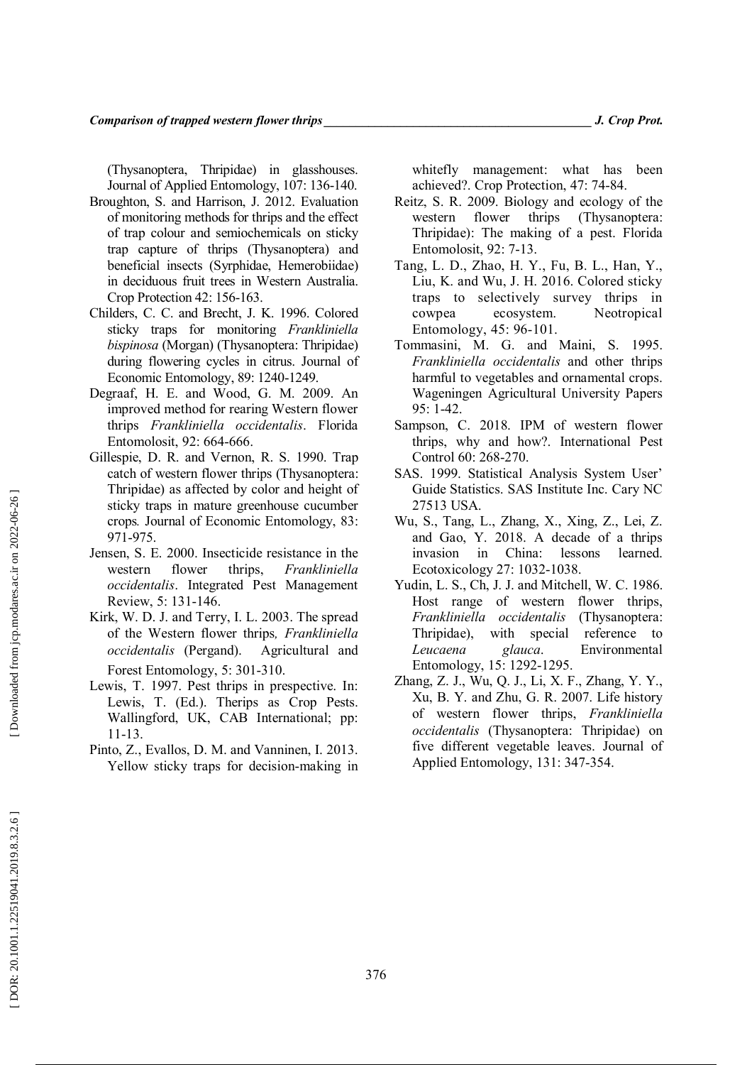(Thysanoptera, Thripidae) in glasshouses. Journal of Applied Entomology, 107: 136-140.

Broughton, S. and Harrison, J. 2012. Evaluation of monitoring methods for thrips and the effect of trap colour and semiochemicals on sticky trap capture of thrips (Thysanoptera) and beneficial insects (Syrphidae, Hemerobiidae) in deciduous fruit trees in Western Australia. Crop Protection 42: 156-163.

Childers, C. C. and Brecht, J. K. 1996. Colored sticky traps for monitoring *Frankliniella bispinosa* (Morgan) (Thysanoptera: Thripidae) during flowering cycles in citrus. Journal of Economic Entomology, 89: 1240-1249.

Degraaf, H. E. and Wood, G. M. 2009. An improved method for rearing Western flower thrips *Frankliniella occidentalis*. Florida Entomolosit, 92: 664-666.

Gillespie, D. R. and Vernon, R. S. 1990. Trap catch of western flower thrips (Thysanoptera: Thripidae) as affected by color and height of sticky traps in mature greenhouse cucumber crops. Journal of Economic Entomology, 83: 971-975.

Jensen, S. E. 2000. Insecticide resistance in the western flower thrips, *Frankliniella occidentalis*. Integrated Pest Management Review, 5: 131-146.

Kirk, W. D. J. and Terry, I. L. 2003. The spread of the Western flower thrips, *Frankliniella occidentalis* (Pergand). Agricultural and Forest Entomology, 5: 301-310.

Lewis, T. 1997. Pest thrips in prespective. In: Lewis, T. (Ed.). Therips as Crop Pests. Wallingford, UK, CAB International; pp: 11-13.

Pinto, Z., Evallos, D. M. and Vanninen, I. 2013. Yellow sticky traps for decision-making in whitefly management: what has been achieved?. Crop Protection, 47: 74-84.

Reitz, S. R. 2009. Biology and ecology of the western flower thrips (Thysanoptera: Thripidae): The making of a pest. Florida Entomolosit, 92: 7-13.

Tang, L. D., Zhao, H. Y., Fu, B. L., Han, Y., Liu, K. and Wu, J. H. 2016. Colored sticky traps to selectively survey thrips in cowpea ecosystem. Neotropical Entomology, 45: 96-101.

Tommasini, M. G. and Maini, S. 1995. *Frankliniella occidentalis* and other thrips harmful to vegetables and ornamental crops. Wageningen Agricultural University Papers 95: 1-42.

Sampson, C. 2018. IPM of western flower thrips, why and how?. International Pest Control 60: 268-270.

SAS. 1999. Statistical Analysis System User' Guide Statistics. SAS Institute Inc. Cary NC 27513 USA.

Wu, S., Tang, L., Zhang, X., Xing, Z., Lei, Z. and Gao, Y. 2018. A decade of a thrips invasion in China: lessons learned. Ecotoxicology 27: 1032-1038.

Yudin, L. S., Ch, J. J. and Mitchell, W. C. 1986. Host range of western flower thrips, *Frankliniella occidentalis* (Thysanoptera: Thripidae), with special reference to *Leucaena glauca*. Environmental Entomology, 15: 1292-1295.

Zhang, Z. J., Wu, Q. J., Li, X. F., Zhang, Y. Y., Xu, B. Y. and Zhu, G. R. 2007. Life history of western flower thrips, *Frankliniella occidentalis* (Thysanoptera: Thripidae) on five different vegetable leaves. Journal of Applied Entomology, 131: 347-354.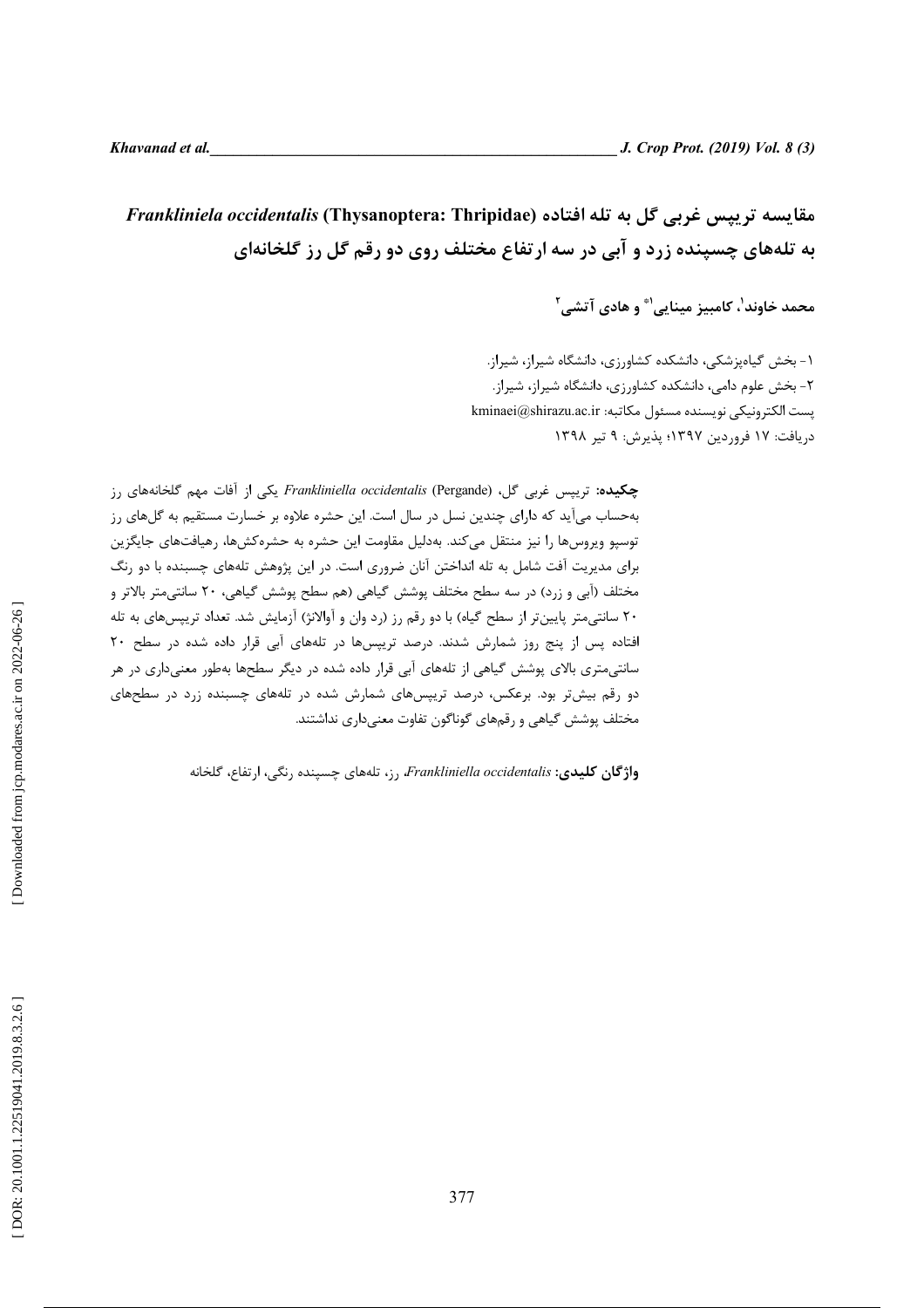# مقایسه تریپس غربی گل به تله افتاده *Frankliniela occidentalis* (Thysanoptera: Thripidae) به تله‌های چسپنده زرد و آبی در سه ارتفاع مختلف روی دو رقم گل رز گلخانه‌ای

**محمد خاوند[1]، کامبیز مینایی[1*] و هادی آتشی[2]**

۱- بخش گیاه‌پزشکی، دانشکده کشاورزی، دانشگاه شیراز، شیراز.

۲- بخش علوم دامی، دانشکده کشاورزی، دانشگاه شیراز، شیراز.

پست الکترونیکی نویسنده مسئول مکاتبه: kminaei@shirazu.ac.ir

دریافت: ۱۷ فروردین ۱۳۹۷؛ پذیرش: ۹ تیر ۱۳۹۸

**چکیده:** تریپس غربی گل، *Frankliniella occidentalis* (Pergande) یکی از آفات مهم گلخانه‌های رز به‌حساب می‌آید که دارای چندین نسل در سال است. این حشره علاوه بر خسارت مستقیم به گل‌های رز توسپو ویروس‌ها را نیز منتقل می‌کند. به‌دلیل مقاومت این حشره به حشره‌کش‌ها، رهیافت‌های جایگزین برای مدیریت آفت شامل به تله انداختن آنان ضروری است. در این پژوهش تله‌های چسبنده با دو رنگ مختلف (آبی و زرد) در سه سطح مختلف پوشش گیاهی (هم سطح پوشش گیاهی، ۲۰ سانتی‌متر بالاتر و ۲۰ سانتی‌متر پایین‌تر از سطح گیاه) با دو رقم رز (رد وان و آوالانژ) آزمایش شد. تعداد تریپس‌های به تله افتاده پس از پنج روز شمارش شدند. درصد تریپس‌ها در تله‌های آبی قرار داده شده در سطح ۲۰ سانتی‌متری بالای پوشش گیاهی از تله‌های آبی قرار داده شده در دیگر سطح‌ها به‌طور معنی‌داری در هر دو رقم بیش‌تر بود. برعکس، درصد تریپس‌های شمارش شده در تله‌های چسبنده زرد در سطح‌های مختلف پوشش گیاهی و رقم‌های گوناگون تفاوت معنی‌داری نداشتند.

**واژگان کلیدی:** *Frankliniella occidentalis*، رز، تله‌های چسپنده رنگی، ارتفاع، گلخانه